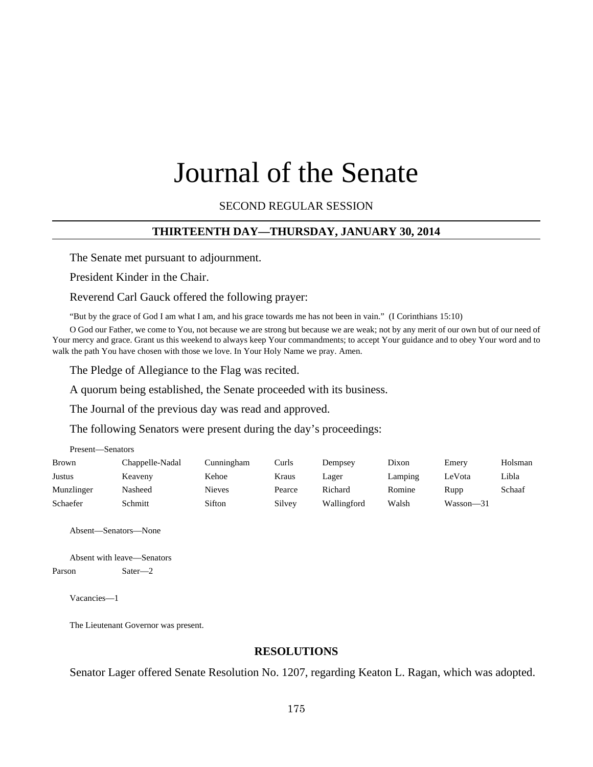# Journal of the Senate

SECOND REGULAR SESSION

## THIRTEENTH DAY—THURSDAY, JANUARY 30, 2014

The Senate met pursuant to adjournment.

President Kinder in the Chair.

Reverend Carl Gauck offered the following prayer:

"But by the grace of God I am what I am, and his grace towards me has not been in vain." (I Corinthians 15:10)

O God our Father, we come to You, not because we are strong but because we are weak; not by any merit of our own but of our need of Your mercy and grace. Grant us this weekend to always keep Your commandments; to accept Your guidance and to obey Your word and to walk the path You have chosen with those we love. In Your Holy Name we pray. Amen.

The Pledge of Allegiance to the Flag was recited.

A quorum being established, the Senate proceeded with its business.

The Journal of the previous day was read and approved.

The following Senators were present during the day's proceedings:

Present—Senators

| | | | | | | | |
|---|---|---|---|---|---|---|---|
| Brown | Chappelle-Nadal | Cunningham | Curls | Dempsey | Dixon | Emery | Holsman |
| Justus | Keaveny | Kehoe | Kraus | Lager | Lamping | LeVota | Libla |
| Munzlinger | Nasheed | Nieves | Pearce | Richard | Romine | Rupp | Schaaf |
| Schaefer | Schmitt | Sifton | Silvey | Wallingford | Walsh | Wasson—31 | |

Absent—Senators—None

Absent with leave—Senators

| | |
|---|---|
| Parson | Sater—2 |

Vacancies—1

The Lieutenant Governor was present.

## RESOLUTIONS

Senator Lager offered Senate Resolution No. 1207, regarding Keaton L. Ragan, which was adopted.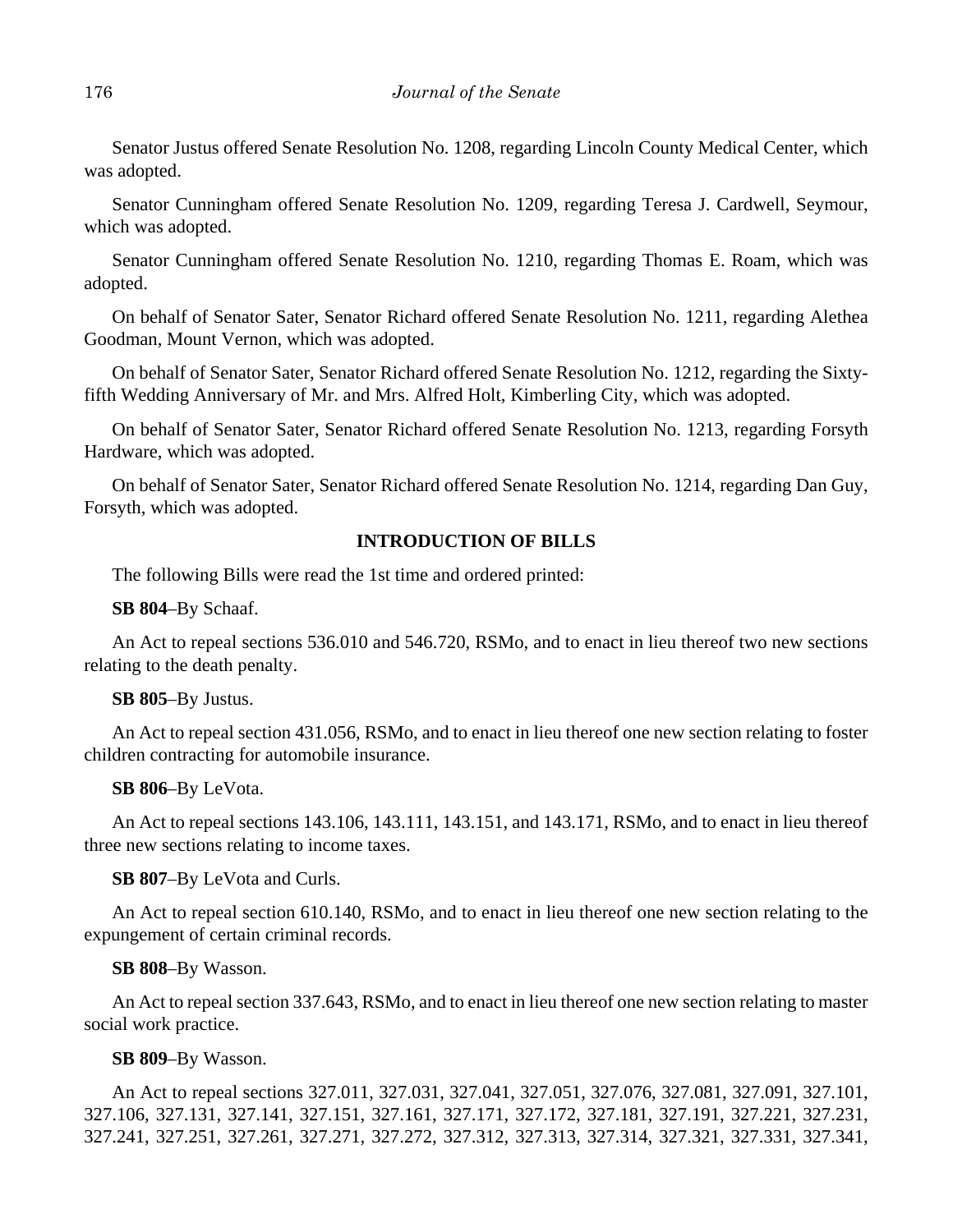Senator Justus offered Senate Resolution No. 1208, regarding Lincoln County Medical Center, which was adopted.

Senator Cunningham offered Senate Resolution No. 1209, regarding Teresa J. Cardwell, Seymour, which was adopted.

Senator Cunningham offered Senate Resolution No. 1210, regarding Thomas E. Roam, which was adopted.

On behalf of Senator Sater, Senator Richard offered Senate Resolution No. 1211, regarding Alethea Goodman, Mount Vernon, which was adopted.

On behalf of Senator Sater, Senator Richard offered Senate Resolution No. 1212, regarding the Sixty-fifth Wedding Anniversary of Mr. and Mrs. Alfred Holt, Kimberling City, which was adopted.

On behalf of Senator Sater, Senator Richard offered Senate Resolution No. 1213, regarding Forsyth Hardware, which was adopted.

On behalf of Senator Sater, Senator Richard offered Senate Resolution No. 1214, regarding Dan Guy, Forsyth, which was adopted.

**INTRODUCTION OF BILLS**

The following Bills were read the 1st time and ordered printed:

**SB 804**–By Schaaf.

An Act to repeal sections 536.010 and 546.720, RSMo, and to enact in lieu thereof two new sections relating to the death penalty.

**SB 805**–By Justus.

An Act to repeal section 431.056, RSMo, and to enact in lieu thereof one new section relating to foster children contracting for automobile insurance.

**SB 806**–By LeVota.

An Act to repeal sections 143.106, 143.111, 143.151, and 143.171, RSMo, and to enact in lieu thereof three new sections relating to income taxes.

**SB 807**–By LeVota and Curls.

An Act to repeal section 610.140, RSMo, and to enact in lieu thereof one new section relating to the expungement of certain criminal records.

**SB 808**–By Wasson.

An Act to repeal section 337.643, RSMo, and to enact in lieu thereof one new section relating to master social work practice.

**SB 809**–By Wasson.

An Act to repeal sections 327.011, 327.031, 327.041, 327.051, 327.076, 327.081, 327.091, 327.101, 327.106, 327.131, 327.141, 327.151, 327.161, 327.171, 327.172, 327.181, 327.191, 327.221, 327.231, 327.241, 327.251, 327.261, 327.271, 327.272, 327.312, 327.313, 327.314, 327.321, 327.331, 327.341,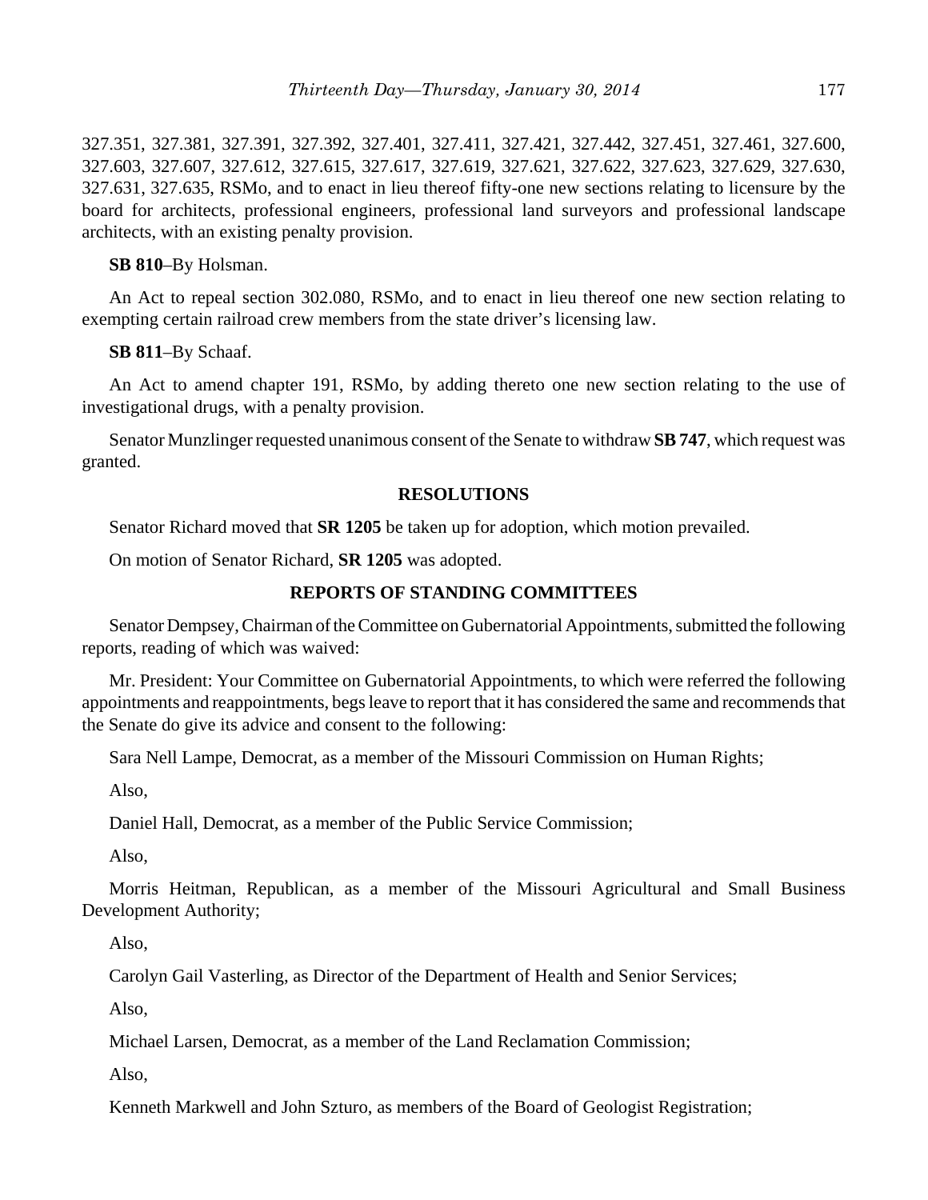327.351, 327.381, 327.391, 327.392, 327.401, 327.411, 327.421, 327.442, 327.451, 327.461, 327.600, 327.603, 327.607, 327.612, 327.615, 327.617, 327.619, 327.621, 327.622, 327.623, 327.629, 327.630, 327.631, 327.635, RSMo, and to enact in lieu thereof fifty-one new sections relating to licensure by the board for architects, professional engineers, professional land surveyors and professional landscape architects, with an existing penalty provision.

**SB 810**–By Holsman.

An Act to repeal section 302.080, RSMo, and to enact in lieu thereof one new section relating to exempting certain railroad crew members from the state driver's licensing law.

**SB 811**–By Schaaf.

An Act to amend chapter 191, RSMo, by adding thereto one new section relating to the use of investigational drugs, with a penalty provision.

Senator Munzlinger requested unanimous consent of the Senate to withdraw **SB 747**, which request was granted.

## RESOLUTIONS

Senator Richard moved that **SR 1205** be taken up for adoption, which motion prevailed.

On motion of Senator Richard, **SR 1205** was adopted.

## REPORTS OF STANDING COMMITTEES

Senator Dempsey, Chairman of the Committee on Gubernatorial Appointments, submitted the following reports, reading of which was waived:

Mr. President: Your Committee on Gubernatorial Appointments, to which were referred the following appointments and reappointments, begs leave to report that it has considered the same and recommends that the Senate do give its advice and consent to the following:

Sara Nell Lampe, Democrat, as a member of the Missouri Commission on Human Rights;

Also,

Daniel Hall, Democrat, as a member of the Public Service Commission;

Also,

Morris Heitman, Republican, as a member of the Missouri Agricultural and Small Business Development Authority;

Also,

Carolyn Gail Vasterling, as Director of the Department of Health and Senior Services;

Also,

Michael Larsen, Democrat, as a member of the Land Reclamation Commission;

Also,

Kenneth Markwell and John Szturo, as members of the Board of Geologist Registration;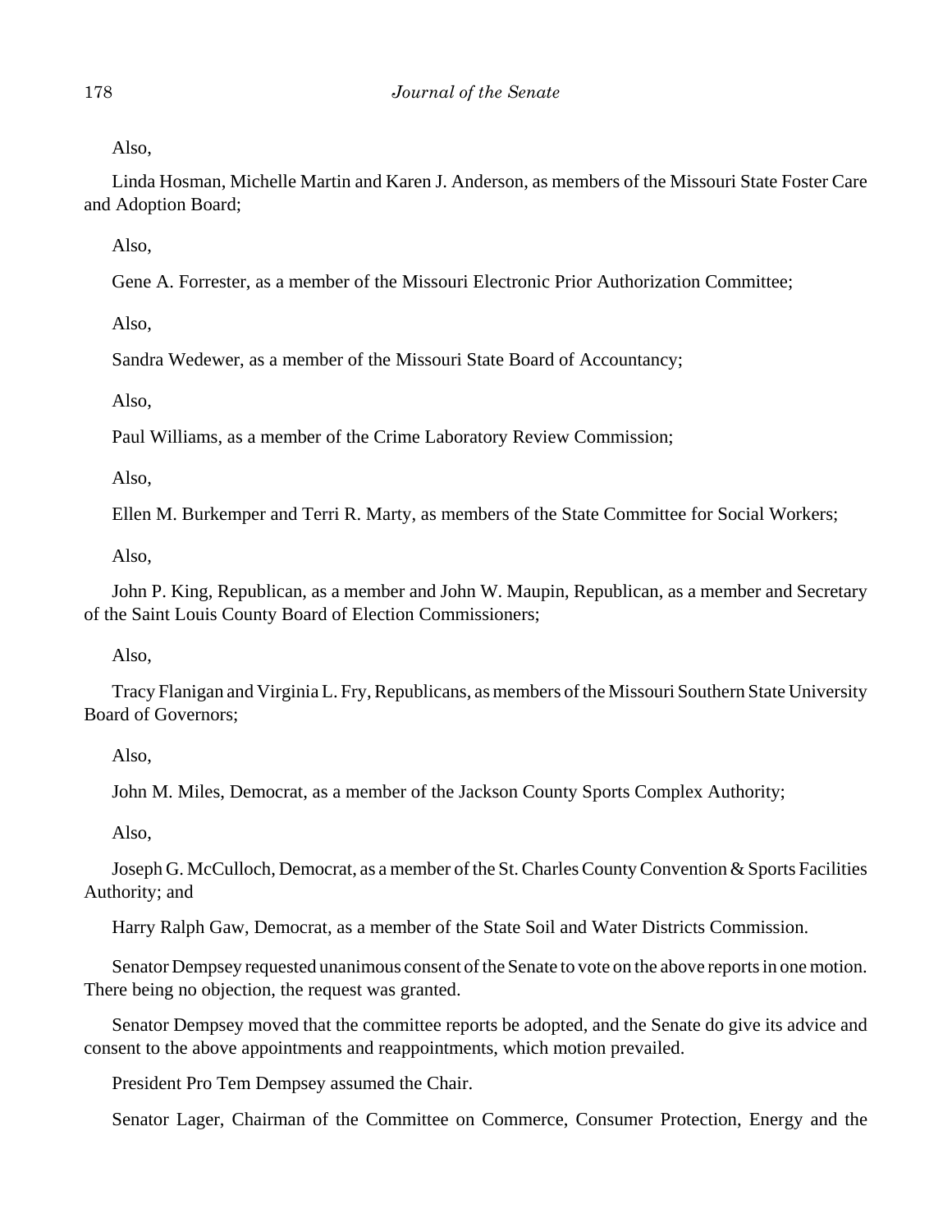Also,

Linda Hosman, Michelle Martin and Karen J. Anderson, as members of the Missouri State Foster Care and Adoption Board;

Also,

Gene A. Forrester, as a member of the Missouri Electronic Prior Authorization Committee;

Also,

Sandra Wedewer, as a member of the Missouri State Board of Accountancy;

Also,

Paul Williams, as a member of the Crime Laboratory Review Commission;

Also,

Ellen M. Burkemper and Terri R. Marty, as members of the State Committee for Social Workers;

Also,

John P. King, Republican, as a member and John W. Maupin, Republican, as a member and Secretary of the Saint Louis County Board of Election Commissioners;

Also,

Tracy Flanigan and Virginia L. Fry, Republicans, as members of the Missouri Southern State University Board of Governors;

Also,

John M. Miles, Democrat, as a member of the Jackson County Sports Complex Authority;

Also,

Joseph G. McCulloch, Democrat, as a member of the St. Charles County Convention & Sports Facilities Authority; and

Harry Ralph Gaw, Democrat, as a member of the State Soil and Water Districts Commission.

Senator Dempsey requested unanimous consent of the Senate to vote on the above reports in one motion. There being no objection, the request was granted.

Senator Dempsey moved that the committee reports be adopted, and the Senate do give its advice and consent to the above appointments and reappointments, which motion prevailed.

President Pro Tem Dempsey assumed the Chair.

Senator Lager, Chairman of the Committee on Commerce, Consumer Protection, Energy and the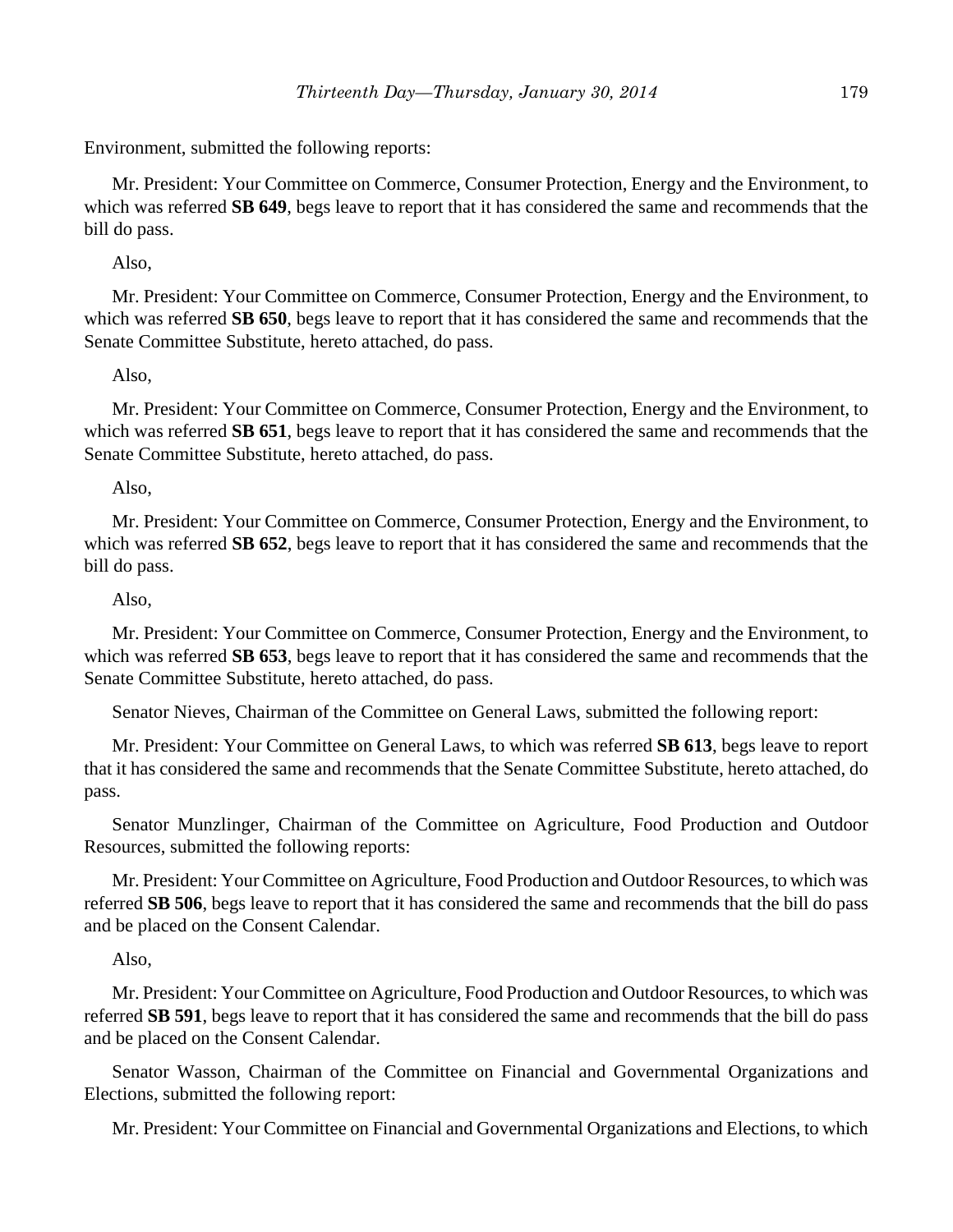Environment, submitted the following reports:

Mr. President: Your Committee on Commerce, Consumer Protection, Energy and the Environment, to which was referred **SB 649**, begs leave to report that it has considered the same and recommends that the bill do pass.

Also,

Mr. President: Your Committee on Commerce, Consumer Protection, Energy and the Environment, to which was referred **SB 650**, begs leave to report that it has considered the same and recommends that the Senate Committee Substitute, hereto attached, do pass.

Also,

Mr. President: Your Committee on Commerce, Consumer Protection, Energy and the Environment, to which was referred **SB 651**, begs leave to report that it has considered the same and recommends that the Senate Committee Substitute, hereto attached, do pass.

Also,

Mr. President: Your Committee on Commerce, Consumer Protection, Energy and the Environment, to which was referred **SB 652**, begs leave to report that it has considered the same and recommends that the bill do pass.

Also,

Mr. President: Your Committee on Commerce, Consumer Protection, Energy and the Environment, to which was referred **SB 653**, begs leave to report that it has considered the same and recommends that the Senate Committee Substitute, hereto attached, do pass.

Senator Nieves, Chairman of the Committee on General Laws, submitted the following report:

Mr. President: Your Committee on General Laws, to which was referred **SB 613**, begs leave to report that it has considered the same and recommends that the Senate Committee Substitute, hereto attached, do pass.

Senator Munzlinger, Chairman of the Committee on Agriculture, Food Production and Outdoor Resources, submitted the following reports:

Mr. President: Your Committee on Agriculture, Food Production and Outdoor Resources, to which was referred **SB 506**, begs leave to report that it has considered the same and recommends that the bill do pass and be placed on the Consent Calendar.

Also,

Mr. President: Your Committee on Agriculture, Food Production and Outdoor Resources, to which was referred **SB 591**, begs leave to report that it has considered the same and recommends that the bill do pass and be placed on the Consent Calendar.

Senator Wasson, Chairman of the Committee on Financial and Governmental Organizations and Elections, submitted the following report:

Mr. President: Your Committee on Financial and Governmental Organizations and Elections, to which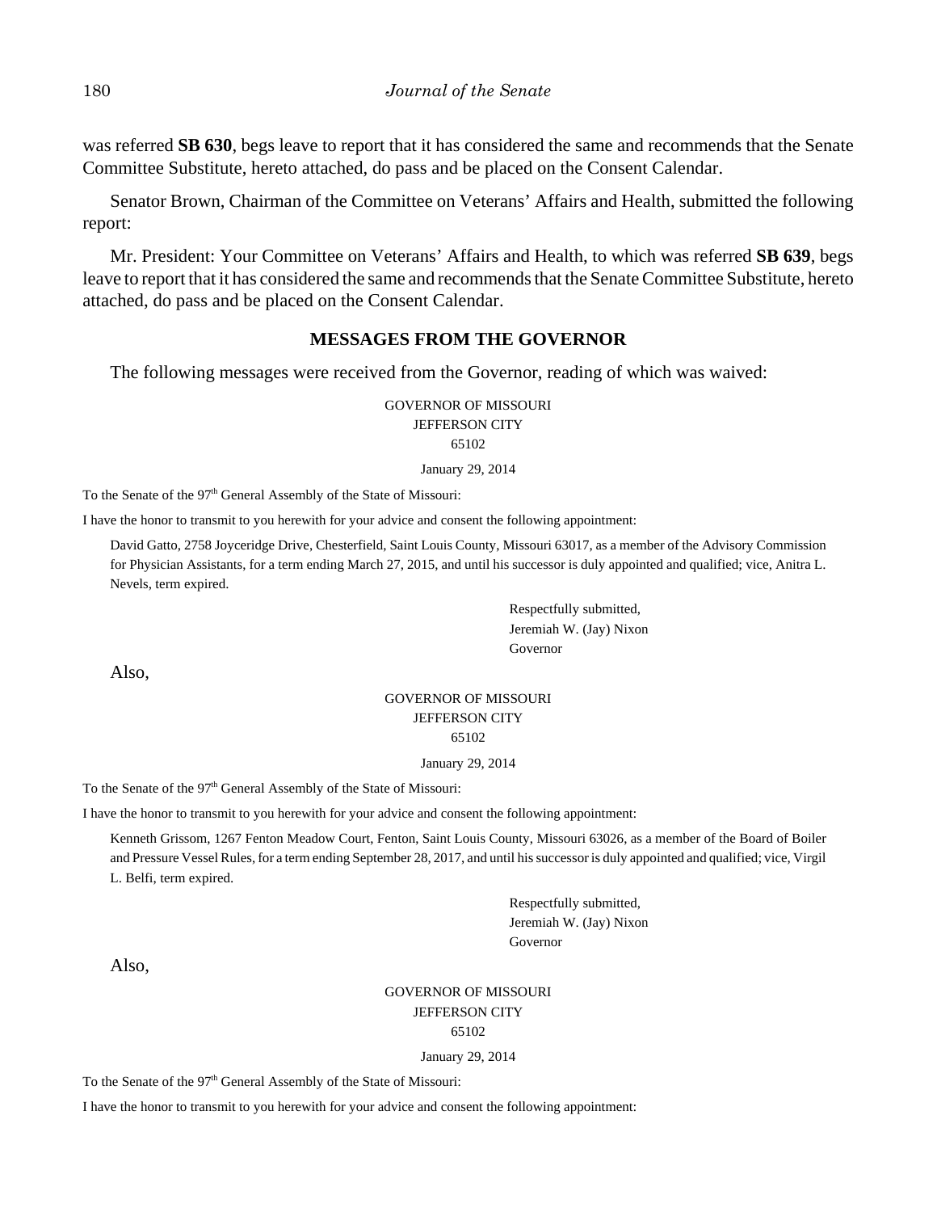was referred **SB 630**, begs leave to report that it has considered the same and recommends that the Senate Committee Substitute, hereto attached, do pass and be placed on the Consent Calendar.

Senator Brown, Chairman of the Committee on Veterans' Affairs and Health, submitted the following report:

Mr. President: Your Committee on Veterans' Affairs and Health, to which was referred **SB 639**, begs leave to report that it has considered the same and recommends that the Senate Committee Substitute, hereto attached, do pass and be placed on the Consent Calendar.

## MESSAGES FROM THE GOVERNOR

The following messages were received from the Governor, reading of which was waived:

GOVERNOR OF MISSOURI
JEFFERSON CITY
65102

January 29, 2014

To the Senate of the 97th General Assembly of the State of Missouri:

I have the honor to transmit to you herewith for your advice and consent the following appointment:

David Gatto, 2758 Joyceridge Drive, Chesterfield, Saint Louis County, Missouri 63017, as a member of the Advisory Commission for Physician Assistants, for a term ending March 27, 2015, and until his successor is duly appointed and qualified; vice, Anitra L. Nevels, term expired.

Respectfully submitted,
Jeremiah W. (Jay) Nixon
Governor

Also,

GOVERNOR OF MISSOURI
JEFFERSON CITY
65102

January 29, 2014

To the Senate of the 97th General Assembly of the State of Missouri:

I have the honor to transmit to you herewith for your advice and consent the following appointment:

Kenneth Grissom, 1267 Fenton Meadow Court, Fenton, Saint Louis County, Missouri 63026, as a member of the Board of Boiler and Pressure Vessel Rules, for a term ending September 28, 2017, and until his successor is duly appointed and qualified; vice, Virgil L. Belfi, term expired.

Respectfully submitted,
Jeremiah W. (Jay) Nixon
Governor

Also,

GOVERNOR OF MISSOURI
JEFFERSON CITY
65102

January 29, 2014

To the Senate of the 97th General Assembly of the State of Missouri:

I have the honor to transmit to you herewith for your advice and consent the following appointment: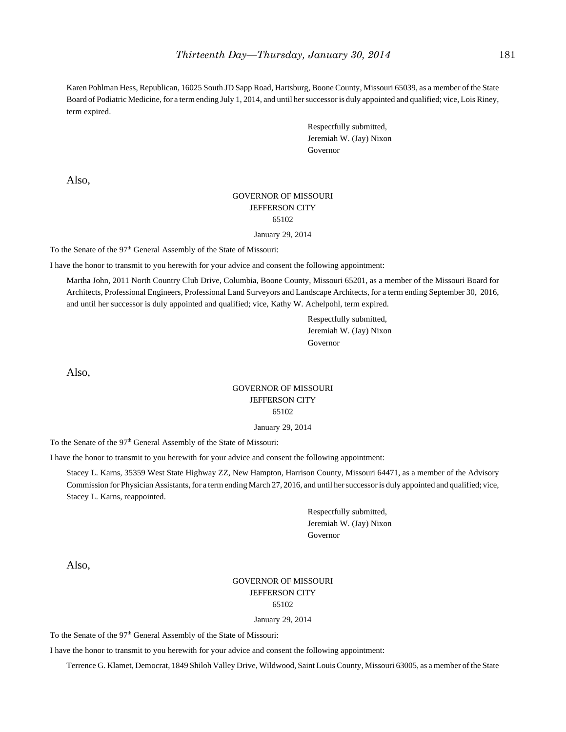Karen Pohlman Hess, Republican, 16025 South JD Sapp Road, Hartsburg, Boone County, Missouri 65039, as a member of the State Board of Podiatric Medicine, for a term ending July 1, 2014, and until her successor is duly appointed and qualified; vice, Lois Riney, term expired.

Respectfully submitted,
Jeremiah W. (Jay) Nixon
Governor

Also,

GOVERNOR OF MISSOURI
JEFFERSON CITY
65102

January 29, 2014

To the Senate of the 97th General Assembly of the State of Missouri:

I have the honor to transmit to you herewith for your advice and consent the following appointment:

Martha John, 2011 North Country Club Drive, Columbia, Boone County, Missouri 65201, as a member of the Missouri Board for Architects, Professional Engineers, Professional Land Surveyors and Landscape Architects, for a term ending September 30, 2016, and until her successor is duly appointed and qualified; vice, Kathy W. Achelpohl, term expired.

Respectfully submitted,
Jeremiah W. (Jay) Nixon
Governor

Also,

GOVERNOR OF MISSOURI
JEFFERSON CITY
65102

January 29, 2014

To the Senate of the 97th General Assembly of the State of Missouri:

I have the honor to transmit to you herewith for your advice and consent the following appointment:

Stacey L. Karns, 35359 West State Highway ZZ, New Hampton, Harrison County, Missouri 64471, as a member of the Advisory Commission for Physician Assistants, for a term ending March 27, 2016, and until her successor is duly appointed and qualified; vice, Stacey L. Karns, reappointed.

Respectfully submitted,
Jeremiah W. (Jay) Nixon
Governor

Also,

GOVERNOR OF MISSOURI
JEFFERSON CITY
65102

January 29, 2014

To the Senate of the 97th General Assembly of the State of Missouri:

I have the honor to transmit to you herewith for your advice and consent the following appointment:

Terrence G. Klamet, Democrat, 1849 Shiloh Valley Drive, Wildwood, Saint Louis County, Missouri 63005, as a member of the State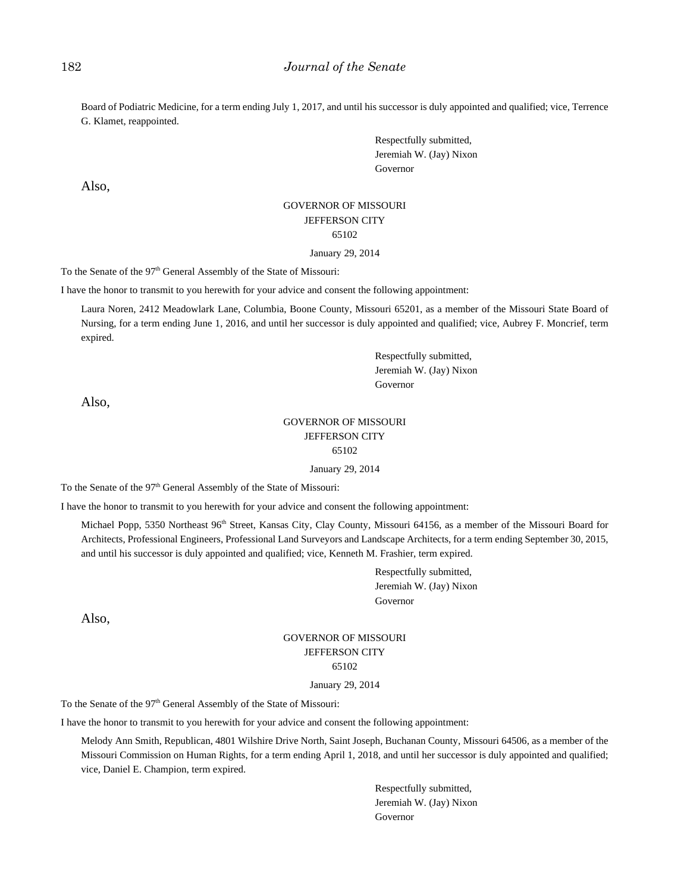Board of Podiatric Medicine, for a term ending July 1, 2017, and until his successor is duly appointed and qualified; vice, Terrence G. Klamet, reappointed.

Respectfully submitted,
Jeremiah W. (Jay) Nixon
Governor

Also,

GOVERNOR OF MISSOURI
JEFFERSON CITY
65102

January 29, 2014

To the Senate of the 97th General Assembly of the State of Missouri:

I have the honor to transmit to you herewith for your advice and consent the following appointment:

Laura Noren, 2412 Meadowlark Lane, Columbia, Boone County, Missouri 65201, as a member of the Missouri State Board of Nursing, for a term ending June 1, 2016, and until her successor is duly appointed and qualified; vice, Aubrey F. Moncrief, term expired.

Respectfully submitted,
Jeremiah W. (Jay) Nixon
Governor

Also,

GOVERNOR OF MISSOURI
JEFFERSON CITY
65102

January 29, 2014

To the Senate of the 97th General Assembly of the State of Missouri:

I have the honor to transmit to you herewith for your advice and consent the following appointment:

Michael Popp, 5350 Northeast 96th Street, Kansas City, Clay County, Missouri 64156, as a member of the Missouri Board for Architects, Professional Engineers, Professional Land Surveyors and Landscape Architects, for a term ending September 30, 2015, and until his successor is duly appointed and qualified; vice, Kenneth M. Frashier, term expired.

Respectfully submitted,
Jeremiah W. (Jay) Nixon
Governor

Also,

GOVERNOR OF MISSOURI
JEFFERSON CITY
65102

January 29, 2014

To the Senate of the 97th General Assembly of the State of Missouri:

I have the honor to transmit to you herewith for your advice and consent the following appointment:

Melody Ann Smith, Republican, 4801 Wilshire Drive North, Saint Joseph, Buchanan County, Missouri 64506, as a member of the Missouri Commission on Human Rights, for a term ending April 1, 2018, and until her successor is duly appointed and qualified; vice, Daniel E. Champion, term expired.

Respectfully submitted,
Jeremiah W. (Jay) Nixon
Governor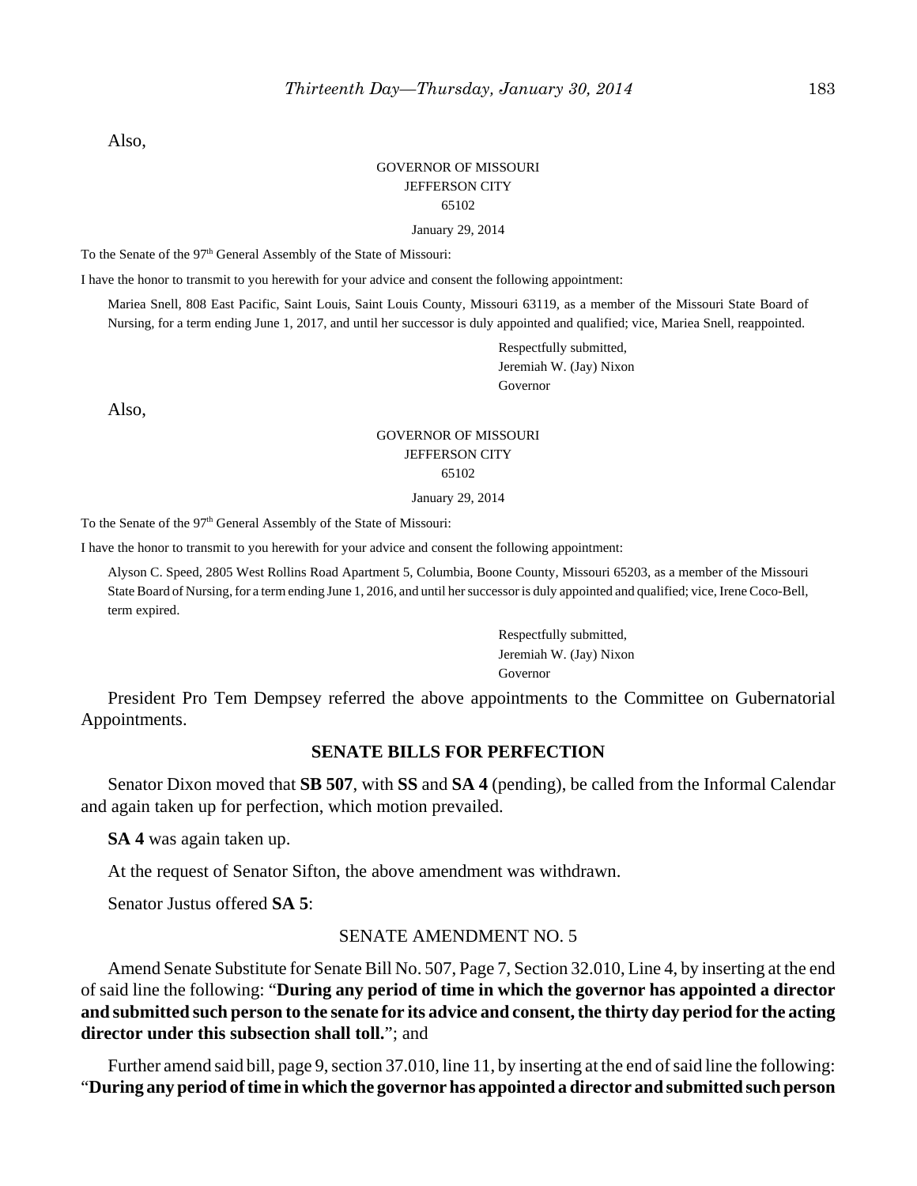Also,

GOVERNOR OF MISSOURI
JEFFERSON CITY
65102

January 29, 2014

To the Senate of the 97th General Assembly of the State of Missouri:

I have the honor to transmit to you herewith for your advice and consent the following appointment:

Mariea Snell, 808 East Pacific, Saint Louis, Saint Louis County, Missouri 63119, as a member of the Missouri State Board of Nursing, for a term ending June 1, 2017, and until her successor is duly appointed and qualified; vice, Mariea Snell, reappointed.

Respectfully submitted,
Jeremiah W. (Jay) Nixon
Governor

Also,

GOVERNOR OF MISSOURI
JEFFERSON CITY
65102

January 29, 2014

To the Senate of the 97th General Assembly of the State of Missouri:

I have the honor to transmit to you herewith for your advice and consent the following appointment:

Alyson C. Speed, 2805 West Rollins Road Apartment 5, Columbia, Boone County, Missouri 65203, as a member of the Missouri State Board of Nursing, for a term ending June 1, 2016, and until her successor is duly appointed and qualified; vice, Irene Coco-Bell, term expired.

Respectfully submitted,
Jeremiah W. (Jay) Nixon
Governor

President Pro Tem Dempsey referred the above appointments to the Committee on Gubernatorial Appointments.

## SENATE BILLS FOR PERFECTION

Senator Dixon moved that **SB 507**, with **SS** and **SA 4** (pending), be called from the Informal Calendar and again taken up for perfection, which motion prevailed.

**SA 4** was again taken up.

At the request of Senator Sifton, the above amendment was withdrawn.

Senator Justus offered **SA 5**:

SENATE AMENDMENT NO. 5

Amend Senate Substitute for Senate Bill No. 507, Page 7, Section 32.010, Line 4, by inserting at the end of said line the following: "**During any period of time in which the governor has appointed a director and submitted such person to the senate for its advice and consent, the thirty day period for the acting director under this subsection shall toll.**"; and

Further amend said bill, page 9, section 37.010, line 11, by inserting at the end of said line the following: "**During any period of time in which the governor has appointed a director and submitted such person**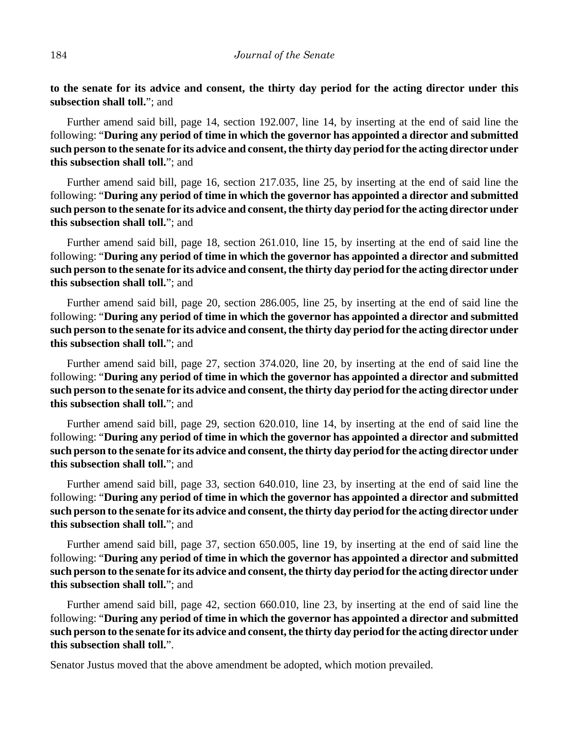**to the senate for its advice and consent, the thirty day period for the acting director under this subsection shall toll.**"; and

Further amend said bill, page 14, section 192.007, line 14, by inserting at the end of said line the following: "**During any period of time in which the governor has appointed a director and submitted such person to the senate for its advice and consent, the thirty day period for the acting director under this subsection shall toll.**"; and

Further amend said bill, page 16, section 217.035, line 25, by inserting at the end of said line the following: "**During any period of time in which the governor has appointed a director and submitted such person to the senate for its advice and consent, the thirty day period for the acting director under this subsection shall toll.**"; and

Further amend said bill, page 18, section 261.010, line 15, by inserting at the end of said line the following: "**During any period of time in which the governor has appointed a director and submitted such person to the senate for its advice and consent, the thirty day period for the acting director under this subsection shall toll.**"; and

Further amend said bill, page 20, section 286.005, line 25, by inserting at the end of said line the following: "**During any period of time in which the governor has appointed a director and submitted such person to the senate for its advice and consent, the thirty day period for the acting director under this subsection shall toll.**"; and

Further amend said bill, page 27, section 374.020, line 20, by inserting at the end of said line the following: "**During any period of time in which the governor has appointed a director and submitted such person to the senate for its advice and consent, the thirty day period for the acting director under this subsection shall toll.**"; and

Further amend said bill, page 29, section 620.010, line 14, by inserting at the end of said line the following: "**During any period of time in which the governor has appointed a director and submitted such person to the senate for its advice and consent, the thirty day period for the acting director under this subsection shall toll.**"; and

Further amend said bill, page 33, section 640.010, line 23, by inserting at the end of said line the following: "**During any period of time in which the governor has appointed a director and submitted such person to the senate for its advice and consent, the thirty day period for the acting director under this subsection shall toll.**"; and

Further amend said bill, page 37, section 650.005, line 19, by inserting at the end of said line the following: "**During any period of time in which the governor has appointed a director and submitted such person to the senate for its advice and consent, the thirty day period for the acting director under this subsection shall toll.**"; and

Further amend said bill, page 42, section 660.010, line 23, by inserting at the end of said line the following: "**During any period of time in which the governor has appointed a director and submitted such person to the senate for its advice and consent, the thirty day period for the acting director under this subsection shall toll.**".

Senator Justus moved that the above amendment be adopted, which motion prevailed.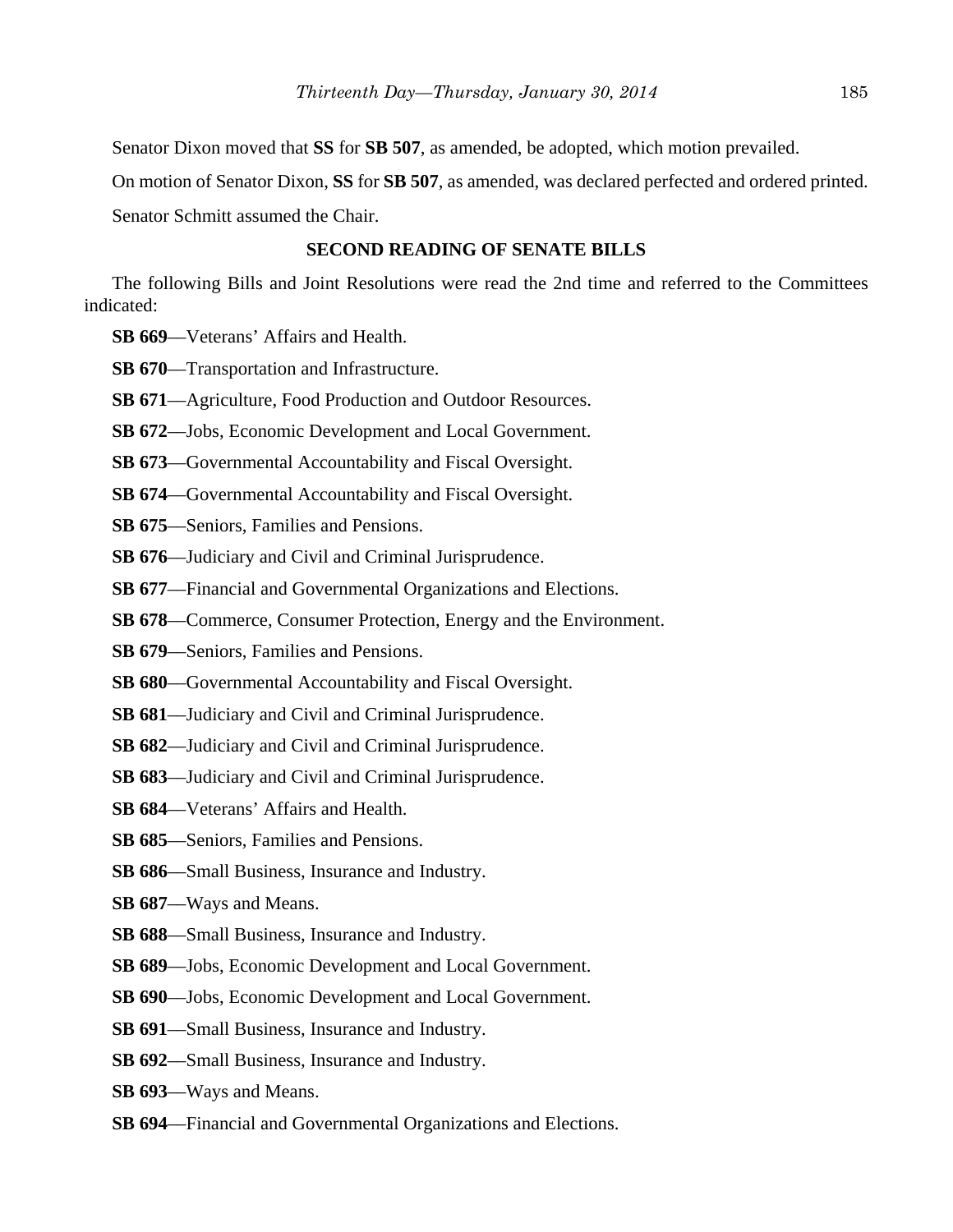Senator Dixon moved that **SS** for **SB 507**, as amended, be adopted, which motion prevailed.

On motion of Senator Dixon, **SS** for **SB 507**, as amended, was declared perfected and ordered printed.

Senator Schmitt assumed the Chair.

## SECOND READING OF SENATE BILLS

The following Bills and Joint Resolutions were read the 2nd time and referred to the Committees indicated:

**SB 669**—Veterans' Affairs and Health.

**SB 670**—Transportation and Infrastructure.

**SB 671**—Agriculture, Food Production and Outdoor Resources.

**SB 672**—Jobs, Economic Development and Local Government.

**SB 673**—Governmental Accountability and Fiscal Oversight.

**SB 674**—Governmental Accountability and Fiscal Oversight.

**SB 675**—Seniors, Families and Pensions.

**SB 676**—Judiciary and Civil and Criminal Jurisprudence.

**SB 677**—Financial and Governmental Organizations and Elections.

**SB 678**—Commerce, Consumer Protection, Energy and the Environment.

**SB 679**—Seniors, Families and Pensions.

**SB 680**—Governmental Accountability and Fiscal Oversight.

**SB 681**—Judiciary and Civil and Criminal Jurisprudence.

**SB 682**—Judiciary and Civil and Criminal Jurisprudence.

**SB 683**—Judiciary and Civil and Criminal Jurisprudence.

**SB 684**—Veterans' Affairs and Health.

**SB 685**—Seniors, Families and Pensions.

**SB 686**—Small Business, Insurance and Industry.

**SB 687**—Ways and Means.

**SB 688**—Small Business, Insurance and Industry.

**SB 689**—Jobs, Economic Development and Local Government.

**SB 690**—Jobs, Economic Development and Local Government.

**SB 691**—Small Business, Insurance and Industry.

**SB 692**—Small Business, Insurance and Industry.

**SB 693**—Ways and Means.

**SB 694**—Financial and Governmental Organizations and Elections.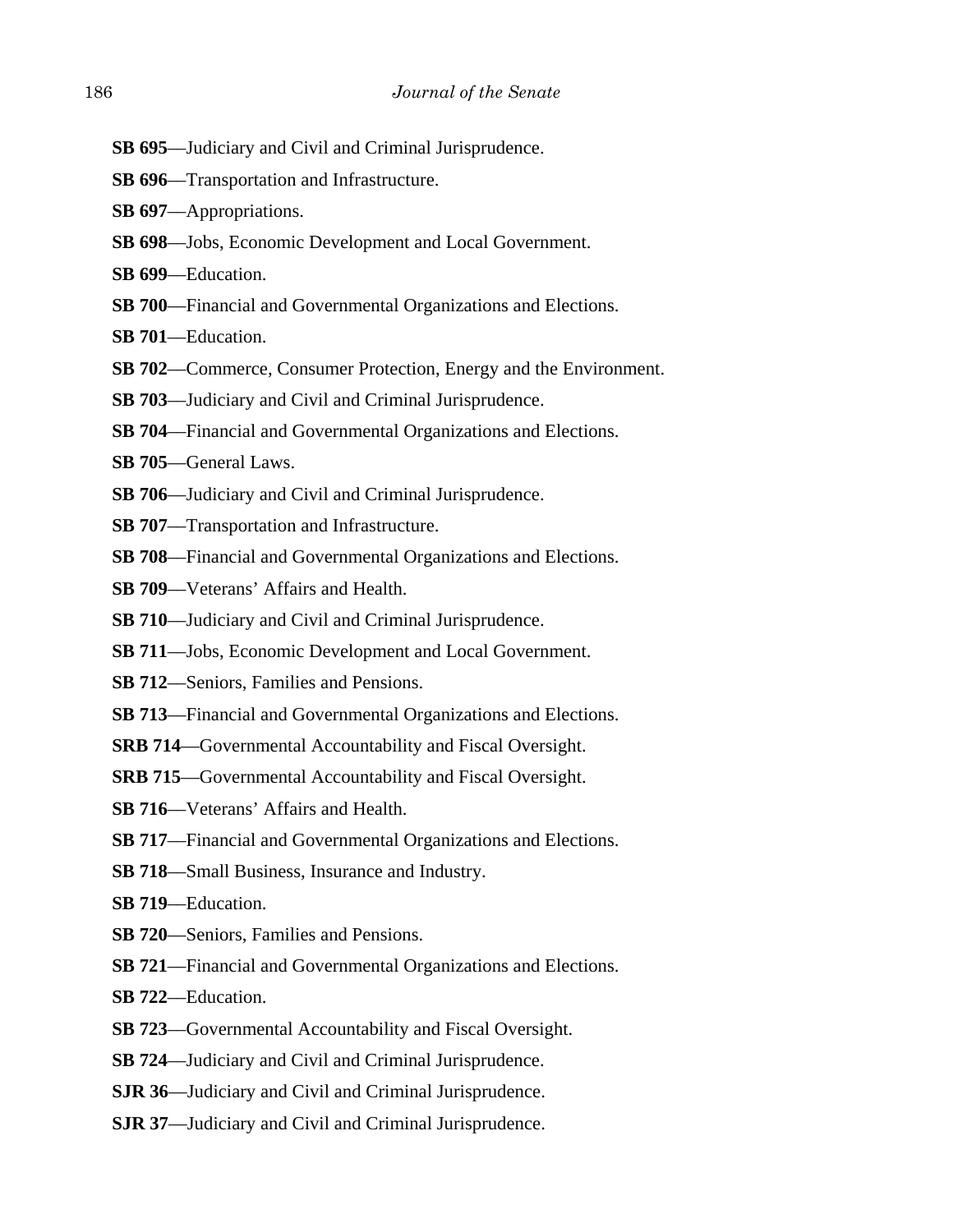**SB 695**—Judiciary and Civil and Criminal Jurisprudence.

**SB 696**—Transportation and Infrastructure.

**SB 697**—Appropriations.

**SB 698**—Jobs, Economic Development and Local Government.

**SB 699**—Education.

**SB 700**—Financial and Governmental Organizations and Elections.

**SB 701**—Education.

**SB 702**—Commerce, Consumer Protection, Energy and the Environment.

**SB 703**—Judiciary and Civil and Criminal Jurisprudence.

**SB 704**—Financial and Governmental Organizations and Elections.

**SB 705**—General Laws.

**SB 706**—Judiciary and Civil and Criminal Jurisprudence.

**SB 707**—Transportation and Infrastructure.

**SB 708**—Financial and Governmental Organizations and Elections.

**SB 709**—Veterans' Affairs and Health.

**SB 710**—Judiciary and Civil and Criminal Jurisprudence.

**SB 711**—Jobs, Economic Development and Local Government.

**SB 712**—Seniors, Families and Pensions.

**SB 713**—Financial and Governmental Organizations and Elections.

**SRB 714**—Governmental Accountability and Fiscal Oversight.

**SRB 715**—Governmental Accountability and Fiscal Oversight.

**SB 716**—Veterans' Affairs and Health.

**SB 717**—Financial and Governmental Organizations and Elections.

**SB 718**—Small Business, Insurance and Industry.

**SB 719**—Education.

**SB 720**—Seniors, Families and Pensions.

**SB 721**—Financial and Governmental Organizations and Elections.

**SB 722**—Education.

**SB 723**—Governmental Accountability and Fiscal Oversight.

**SB 724**—Judiciary and Civil and Criminal Jurisprudence.

**SJR 36**—Judiciary and Civil and Criminal Jurisprudence.

**SJR 37**—Judiciary and Civil and Criminal Jurisprudence.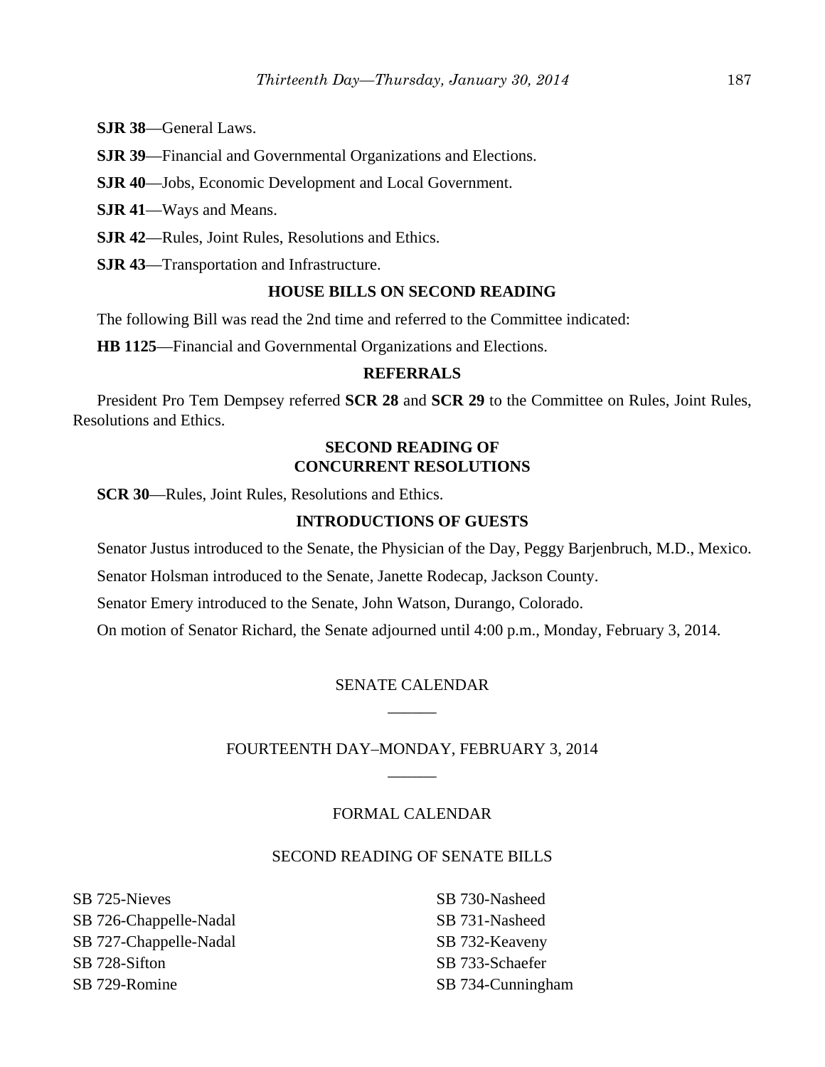**SJR 38**—General Laws.

**SJR 39**—Financial and Governmental Organizations and Elections.

**SJR 40**—Jobs, Economic Development and Local Government.

**SJR 41**—Ways and Means.

**SJR 42**—Rules, Joint Rules, Resolutions and Ethics.

**SJR 43**—Transportation and Infrastructure.

## HOUSE BILLS ON SECOND READING

The following Bill was read the 2nd time and referred to the Committee indicated:

**HB 1125**—Financial and Governmental Organizations and Elections.

## REFERRALS

President Pro Tem Dempsey referred **SCR 28** and **SCR 29** to the Committee on Rules, Joint Rules, Resolutions and Ethics.

## SECOND READING OF CONCURRENT RESOLUTIONS

**SCR 30**—Rules, Joint Rules, Resolutions and Ethics.

## INTRODUCTIONS OF GUESTS

Senator Justus introduced to the Senate, the Physician of the Day, Peggy Barjenbruch, M.D., Mexico.

Senator Holsman introduced to the Senate, Janette Rodecap, Jackson County.

Senator Emery introduced to the Senate, John Watson, Durango, Colorado.

On motion of Senator Richard, the Senate adjourned until 4:00 p.m., Monday, February 3, 2014.

## SENATE CALENDAR

______

## FOURTEENTH DAY–MONDAY, FEBRUARY 3, 2014

______

## FORMAL CALENDAR

## SECOND READING OF SENATE BILLS

SB 725-Nieves
SB 726-Chappelle-Nadal
SB 727-Chappelle-Nadal
SB 728-Sifton
SB 729-Romine
SB 730-Nasheed
SB 731-Nasheed
SB 732-Keaveny
SB 733-Schaefer
SB 734-Cunningham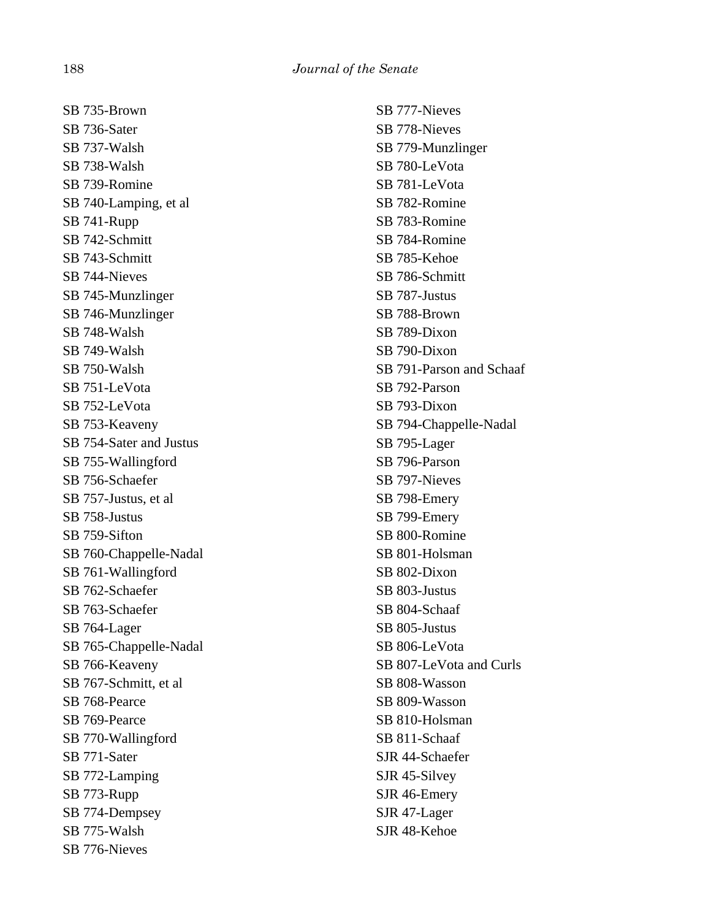SB 735-Brown
SB 736-Sater
SB 737-Walsh
SB 738-Walsh
SB 739-Romine
SB 740-Lamping, et al
SB 741-Rupp
SB 742-Schmitt
SB 743-Schmitt
SB 744-Nieves
SB 745-Munzlinger
SB 746-Munzlinger
SB 748-Walsh
SB 749-Walsh
SB 750-Walsh
SB 751-LeVota
SB 752-LeVota
SB 753-Keaveny
SB 754-Sater and Justus
SB 755-Wallingford
SB 756-Schaefer
SB 757-Justus, et al
SB 758-Justus
SB 759-Sifton
SB 760-Chappelle-Nadal
SB 761-Wallingford
SB 762-Schaefer
SB 763-Schaefer
SB 764-Lager
SB 765-Chappelle-Nadal
SB 766-Keaveny
SB 767-Schmitt, et al
SB 768-Pearce
SB 769-Pearce
SB 770-Wallingford
SB 771-Sater
SB 772-Lamping
SB 773-Rupp
SB 774-Dempsey
SB 775-Walsh
SB 776-Nieves
SB 777-Nieves
SB 778-Nieves
SB 779-Munzlinger
SB 780-LeVota
SB 781-LeVota
SB 782-Romine
SB 783-Romine
SB 784-Romine
SB 785-Kehoe
SB 786-Schmitt
SB 787-Justus
SB 788-Brown
SB 789-Dixon
SB 790-Dixon
SB 791-Parson and Schaaf
SB 792-Parson
SB 793-Dixon
SB 794-Chappelle-Nadal
SB 795-Lager
SB 796-Parson
SB 797-Nieves
SB 798-Emery
SB 799-Emery
SB 800-Romine
SB 801-Holsman
SB 802-Dixon
SB 803-Justus
SB 804-Schaaf
SB 805-Justus
SB 806-LeVota
SB 807-LeVota and Curls
SB 808-Wasson
SB 809-Wasson
SB 810-Holsman
SB 811-Schaaf
SJR 44-Schaefer
SJR 45-Silvey
SJR 46-Emery
SJR 47-Lager
SJR 48-Kehoe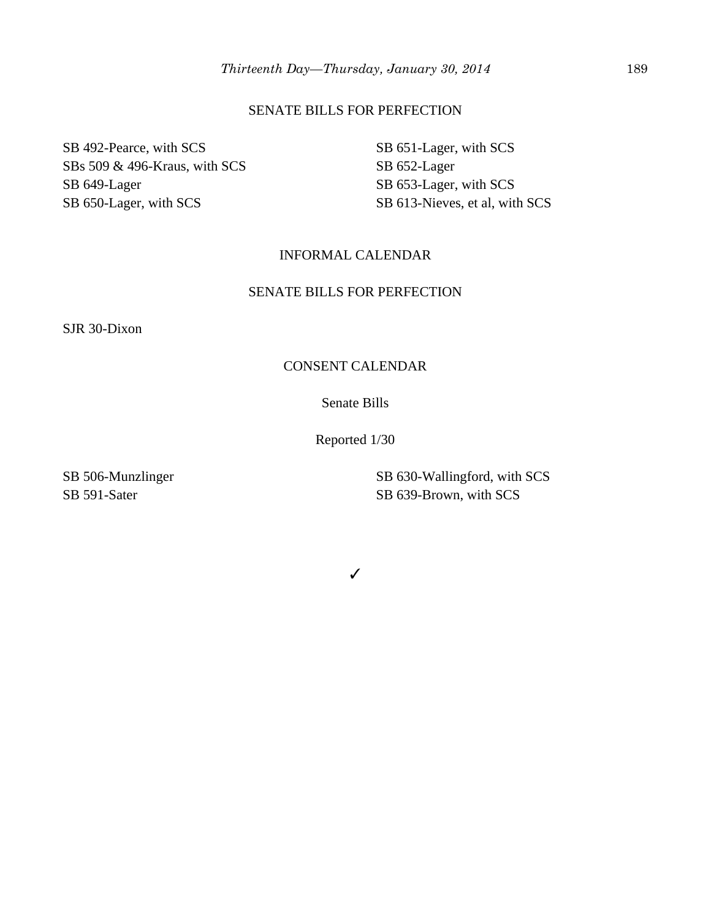SENATE BILLS FOR PERFECTION

SB 492-Pearce, with SCS
SBs 509 & 496-Kraus, with SCS
SB 649-Lager
SB 650-Lager, with SCS
SB 651-Lager, with SCS
SB 652-Lager
SB 653-Lager, with SCS
SB 613-Nieves, et al, with SCS

INFORMAL CALENDAR

SENATE BILLS FOR PERFECTION

SJR 30-Dixon

CONSENT CALENDAR

Senate Bills

Reported 1/30

SB 506-Munzlinger
SB 591-Sater
SB 630-Wallingford, with SCS
SB 639-Brown, with SCS

✓